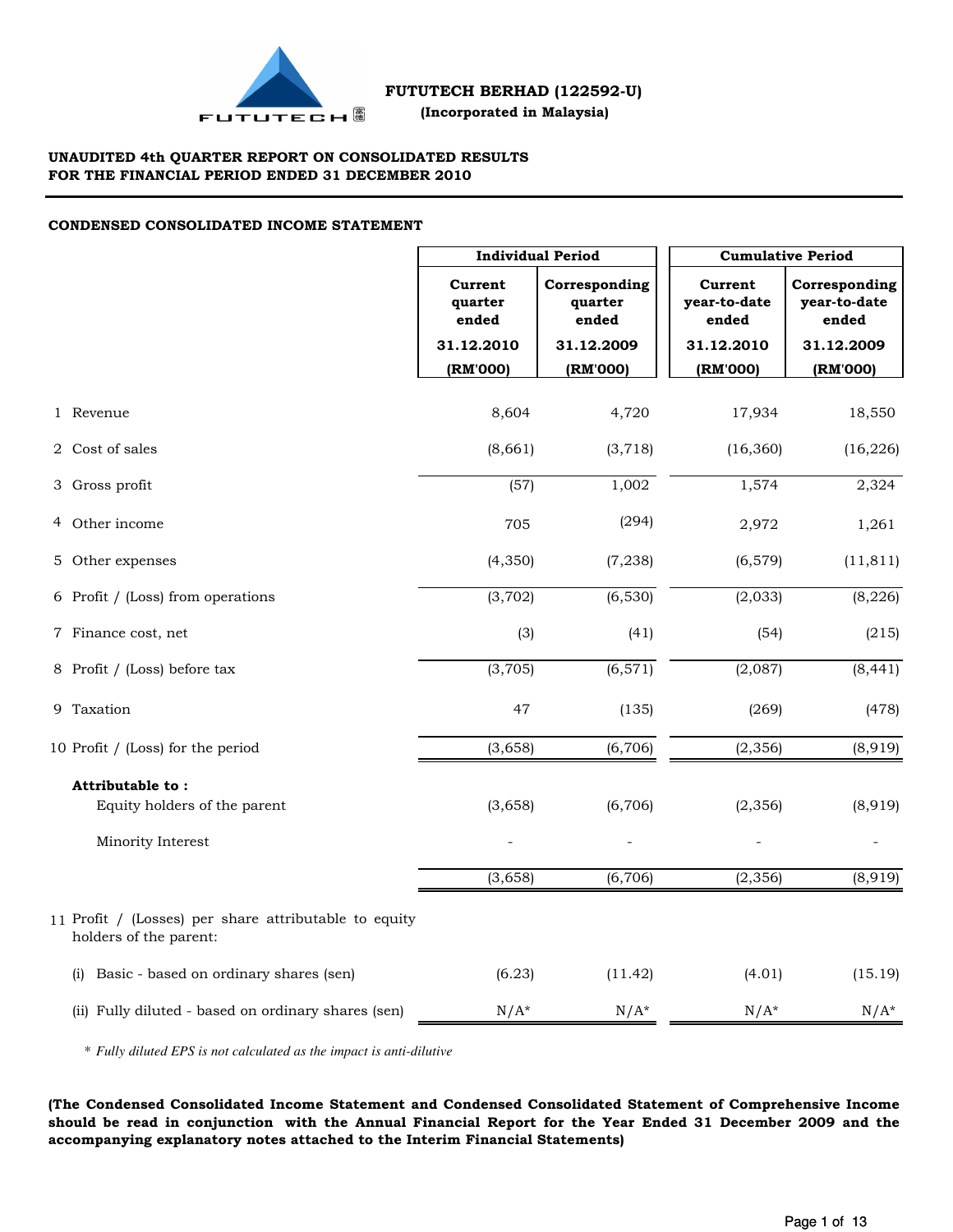**FUTUTECH BERHAD (122592-U)**

**(Incorporated in Malaysia)**

**UNAUDITED 4th QUARTER REPORT ON CONSOLIDATED RESULTS**
**FOR THE FINANCIAL PERIOD ENDED 31 DECEMBER 2010**

**CONDENSED CONSOLIDATED INCOME STATEMENT**

| | | Individual Period | | Cumulative Period | |
|---|---|---|---|---|---|
| | | Current quarter ended | Corresponding quarter ended | Current year-to-date ended | Corresponding year-to-date ended |
| | | 31.12.2010 | 31.12.2009 | 31.12.2010 | 31.12.2009 |
| | | (RM'000) | (RM'000) | (RM'000) | (RM'000) |
| 1 | Revenue | 8,604 | 4,720 | 17,934 | 18,550 |
| 2 | Cost of sales | (8,661) | (3,718) | (16,360) | (16,226) |
| 3 | Gross profit | (57) | 1,002 | 1,574 | 2,324 |
| 4 | Other income | 705 | (294) | 2,972 | 1,261 |
| 5 | Other expenses | (4,350) | (7,238) | (6,579) | (11,811) |
| 6 | Profit / (Loss) from operations | (3,702) | (6,530) | (2,033) | (8,226) |
| 7 | Finance cost, net | (3) | (41) | (54) | (215) |
| 8 | Profit / (Loss) before tax | (3,705) | (6,571) | (2,087) | (8,441) |
| 9 | Taxation | 47 | (135) | (269) | (478) |
| 10 | Profit / (Loss) for the period | (3,658) | (6,706) | (2,356) | (8,919) |
| | **Attributable to :** | | | | |
| | Equity holders of the parent | (3,658) | (6,706) | (2,356) | (8,919) |
| | Minority Interest | - | - | - | - |
| | | (3,658) | (6,706) | (2,356) | (8,919) |
| 11 | Profit / (Losses) per share attributable to equity holders of the parent: | | | | |
| | (i) Basic - based on ordinary shares (sen) | (6.23) | (11.42) | (4.01) | (15.19) |
| | (ii) Fully diluted - based on ordinary shares (sen) | N/A* | N/A* | N/A* | N/A* |

\* *Fully diluted EPS is not calculated as the impact is anti-dilutive*

**(The Condensed Consolidated Income Statement and Condensed Consolidated Statement of Comprehensive Income should be read in conjunction with the Annual Financial Report for the Year Ended 31 December 2009 and the accompanying explanatory notes attached to the Interim Financial Statements)**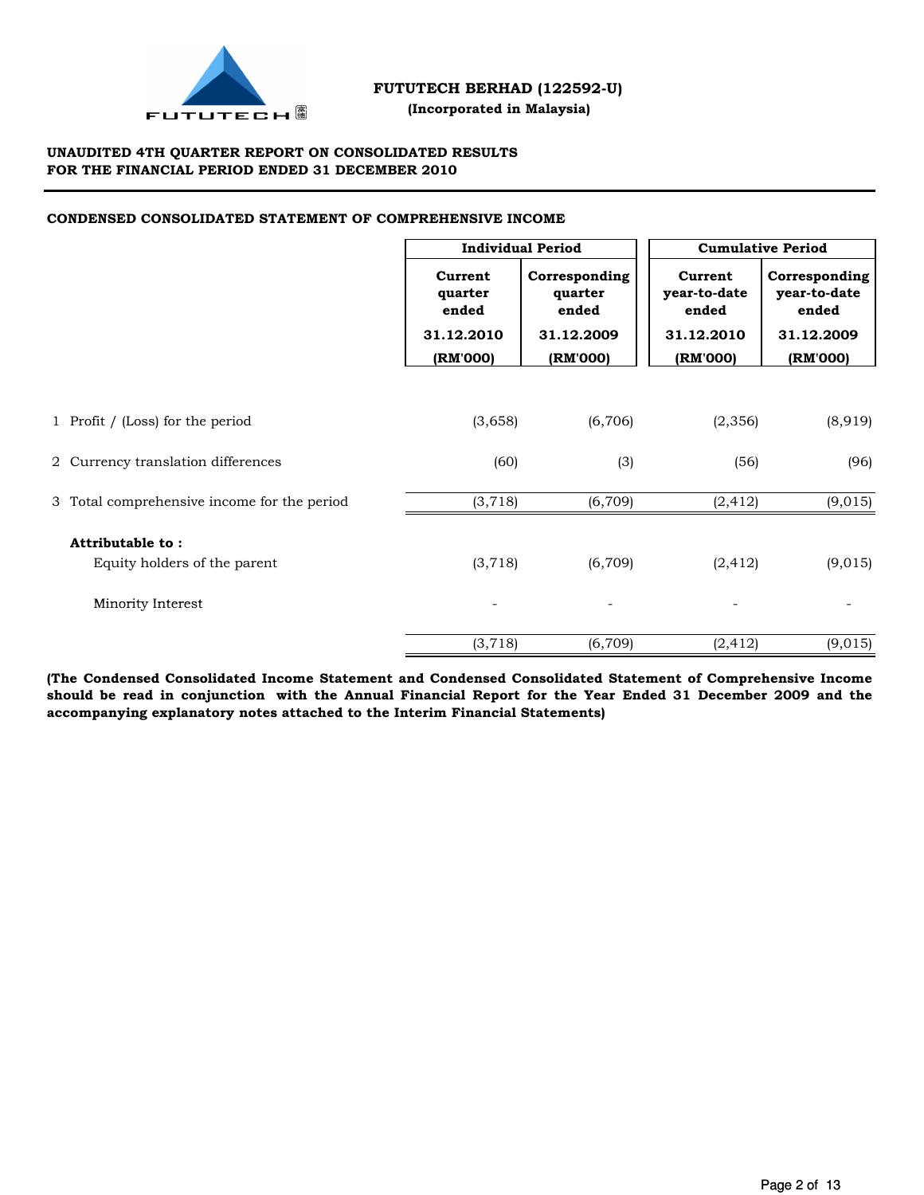**FUTUTECH BERHAD (122592-U)**

**(Incorporated in Malaysia)**

**UNAUDITED 4TH QUARTER REPORT ON CONSOLIDATED RESULTS**
**FOR THE FINANCIAL PERIOD ENDED 31 DECEMBER 2010**

**CONDENSED CONSOLIDATED STATEMENT OF COMPREHENSIVE INCOME**

| | Individual Period | | Cumulative Period | |
|---|---|---|---|---|
| | Current quarter ended 31.12.2010 (RM'000) | Corresponding quarter ended 31.12.2009 (RM'000) | Current year-to-date ended 31.12.2010 (RM'000) | Corresponding year-to-date ended 31.12.2009 (RM'000) |
| 1 Profit / (Loss) for the period | (3,658) | (6,706) | (2,356) | (8,919) |
| 2 Currency translation differences | (60) | (3) | (56) | (96) |
| 3 Total comprehensive income for the period | (3,718) | (6,709) | (2,412) | (9,015) |
| **Attributable to :** | | | | |
| Equity holders of the parent | (3,718) | (6,709) | (2,412) | (9,015) |
| Minority Interest | - | - | - | - |
| | (3,718) | (6,709) | (2,412) | (9,015) |

**(The Condensed Consolidated Income Statement and Condensed Consolidated Statement of Comprehensive Income should be read in conjunction with the Annual Financial Report for the Year Ended 31 December 2009 and the accompanying explanatory notes attached to the Interim Financial Statements)**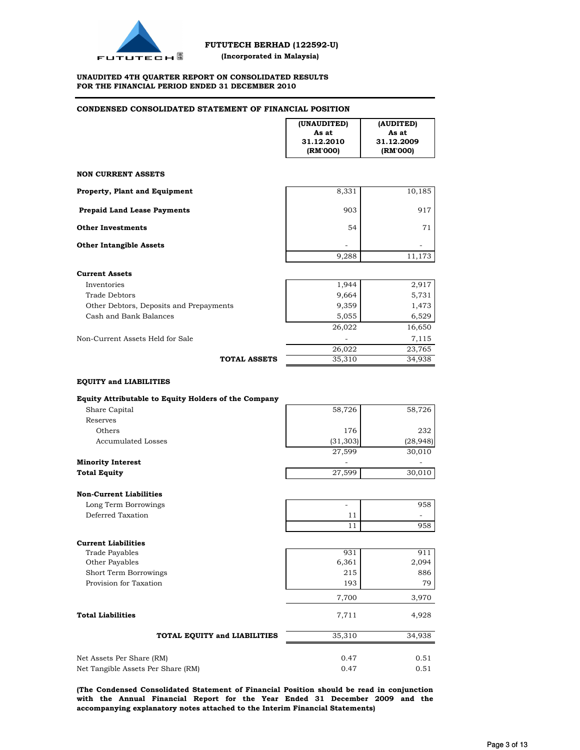**FUTUTECH BERHAD (122592-U)**

**(Incorporated in Malaysia)**

**UNAUDITED 4TH QUARTER REPORT ON CONSOLIDATED RESULTS**
**FOR THE FINANCIAL PERIOD ENDED 31 DECEMBER 2010**

**CONDENSED CONSOLIDATED STATEMENT OF FINANCIAL POSITION**

| | (UNAUDITED) As at 31.12.2010 (RM'000) | (AUDITED) As at 31.12.2009 (RM'000) |
|---|---|---|
| **NON CURRENT ASSETS** | | |
| **Property, Plant and Equipment** | 8,331 | 10,185 |
| **Prepaid Land Lease Payments** | 903 | 917 |
| **Other Investments** | 54 | 71 |
| **Other Intangible Assets** | - | - |
| | 9,288 | 11,173 |
| **Current Assets** | | |
| Inventories | 1,944 | 2,917 |
| Trade Debtors | 9,664 | 5,731 |
| Other Debtors, Deposits and Prepayments | 9,359 | 1,473 |
| Cash and Bank Balances | 5,055 | 6,529 |
| | 26,022 | 16,650 |
| Non-Current Assets Held for Sale | - | 7,115 |
| | 26,022 | 23,765 |
| **TOTAL ASSETS** | 35,310 | 34,938 |
| **EQUITY and LIABILITIES** | | |
| **Equity Attributable to Equity Holders of the Company** | | |
| Share Capital | 58,726 | 58,726 |
| Reserves | | |
| Others | 176 | 232 |
| Accumulated Losses | (31,303) | (28,948) |
| | 27,599 | 30,010 |
| **Minority Interest** | - | - |
| **Total Equity** | 27,599 | 30,010 |
| **Non-Current Liabilities** | | |
| Long Term Borrowings | - | 958 |
| Deferred Taxation | 11 | - |
| | 11 | 958 |
| **Current Liabilities** | | |
| Trade Payables | 931 | 911 |
| Other Payables | 6,361 | 2,094 |
| Short Term Borrowings | 215 | 886 |
| Provision for Taxation | 193 | 79 |
| | 7,700 | 3,970 |
| **Total Liabilities** | 7,711 | 4,928 |
| **TOTAL EQUITY and LIABILITIES** | 35,310 | 34,938 |
| Net Assets Per Share (RM) | 0.47 | 0.51 |
| Net Tangible Assets Per Share (RM) | 0.47 | 0.51 |

**(The Condensed Consolidated Statement of Financial Position should be read in conjunction with the Annual Financial Report for the Year Ended 31 December 2009 and the accompanying explanatory notes attached to the Interim Financial Statements)**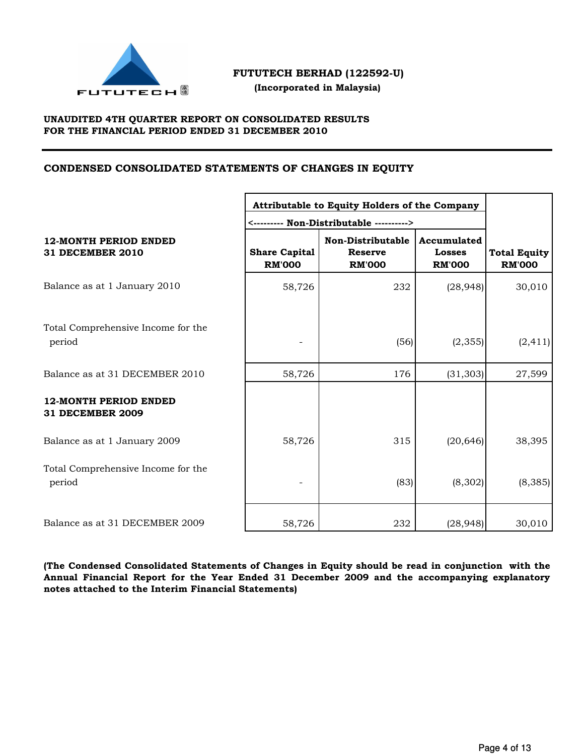**FUTUTECH BERHAD (122592-U)**
**(Incorporated in Malaysia)**

**UNAUDITED 4TH QUARTER REPORT ON CONSOLIDATED RESULTS**
**FOR THE FINANCIAL PERIOD ENDED 31 DECEMBER 2010**

## CONDENSED CONSOLIDATED STATEMENTS OF CHANGES IN EQUITY

| | Attributable to Equity Holders of the Company | | | |
|---|---|---|---|---|
| | <--------- Non-Distributable ----------> | | | |
| **12-MONTH PERIOD ENDED 31 DECEMBER 2010** | **Share Capital RM'000** | **Non-Distributable Reserve RM'000** | **Accumulated Losses RM'000** | **Total Equity RM'000** |
| Balance as at 1 January 2010 | 58,726 | 232 | (28,948) | 30,010 |
| Total Comprehensive Income for the period | - | (56) | (2,355) | (2,411) |
| Balance as at 31 DECEMBER 2010 | 58,726 | 176 | (31,303) | 27,599 |
| **12-MONTH PERIOD ENDED 31 DECEMBER 2009** | | | | |
| Balance as at 1 January 2009 | 58,726 | 315 | (20,646) | 38,395 |
| Total Comprehensive Income for the period | - | (83) | (8,302) | (8,385) |
| Balance as at 31 DECEMBER 2009 | 58,726 | 232 | (28,948) | 30,010 |

**(The Condensed Consolidated Statements of Changes in Equity should be read in conjunction with the Annual Financial Report for the Year Ended 31 December 2009 and the accompanying explanatory notes attached to the Interim Financial Statements)**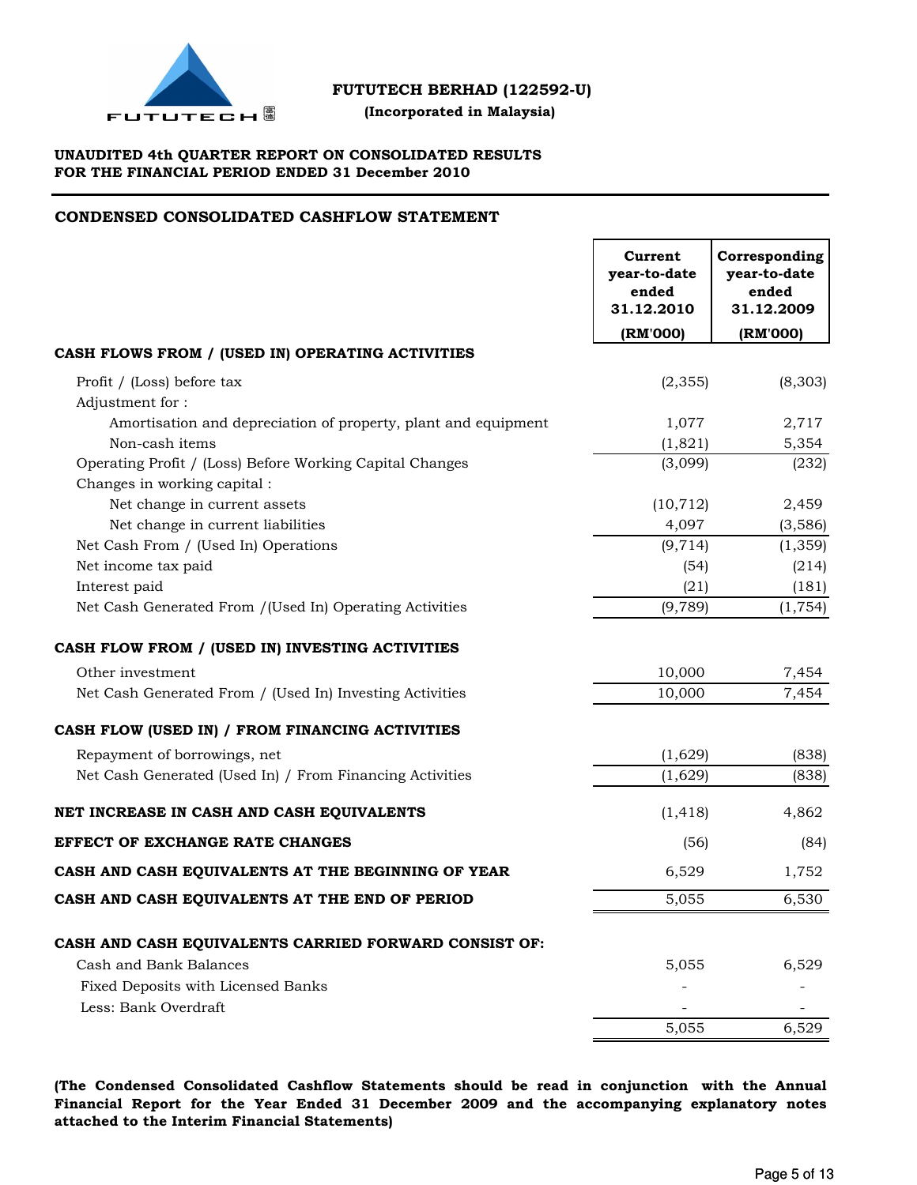**FUTUTECH BERHAD (122592-U)**

**(Incorporated in Malaysia)**

**UNAUDITED 4th QUARTER REPORT ON CONSOLIDATED RESULTS**
**FOR THE FINANCIAL PERIOD ENDED 31 December 2010**

## CONDENSED CONSOLIDATED CASHFLOW STATEMENT

| | Current year-to-date ended 31.12.2010 (RM'000) | Corresponding year-to-date ended 31.12.2009 (RM'000) |
|---|---|---|
| **CASH FLOWS FROM / (USED IN) OPERATING ACTIVITIES** | | |
| Profit / (Loss) before tax | (2,355) | (8,303) |
| Adjustment for : | | |
| Amortisation and depreciation of property, plant and equipment | 1,077 | 2,717 |
| Non-cash items | (1,821) | 5,354 |
| Operating Profit / (Loss) Before Working Capital Changes | (3,099) | (232) |
| Changes in working capital : | | |
| Net change in current assets | (10,712) | 2,459 |
| Net change in current liabilities | 4,097 | (3,586) |
| Net Cash From / (Used In) Operations | (9,714) | (1,359) |
| Net income tax paid | (54) | (214) |
| Interest paid | (21) | (181) |
| Net Cash Generated From /(Used In) Operating Activities | (9,789) | (1,754) |
| **CASH FLOW FROM / (USED IN) INVESTING ACTIVITIES** | | |
| Other investment | 10,000 | 7,454 |
| Net Cash Generated From / (Used In) Investing Activities | 10,000 | 7,454 |
| **CASH FLOW (USED IN) / FROM FINANCING ACTIVITIES** | | |
| Repayment of borrowings, net | (1,629) | (838) |
| Net Cash Generated (Used In) / From Financing Activities | (1,629) | (838) |
| **NET INCREASE IN CASH AND CASH EQUIVALENTS** | (1,418) | 4,862 |
| **EFFECT OF EXCHANGE RATE CHANGES** | (56) | (84) |
| **CASH AND CASH EQUIVALENTS AT THE BEGINNING OF YEAR** | 6,529 | 1,752 |
| **CASH AND CASH EQUIVALENTS AT THE END OF PERIOD** | 5,055 | 6,530 |
| **CASH AND CASH EQUIVALENTS CARRIED FORWARD CONSIST OF:** | | |
| Cash and Bank Balances | 5,055 | 6,529 |
| Fixed Deposits with Licensed Banks | - | - |
| Less: Bank Overdraft | - | - |
| | 5,055 | 6,529 |

**(The Condensed Consolidated Cashflow Statements should be read in conjunction with the Annual Financial Report for the Year Ended 31 December 2009 and the accompanying explanatory notes attached to the Interim Financial Statements)**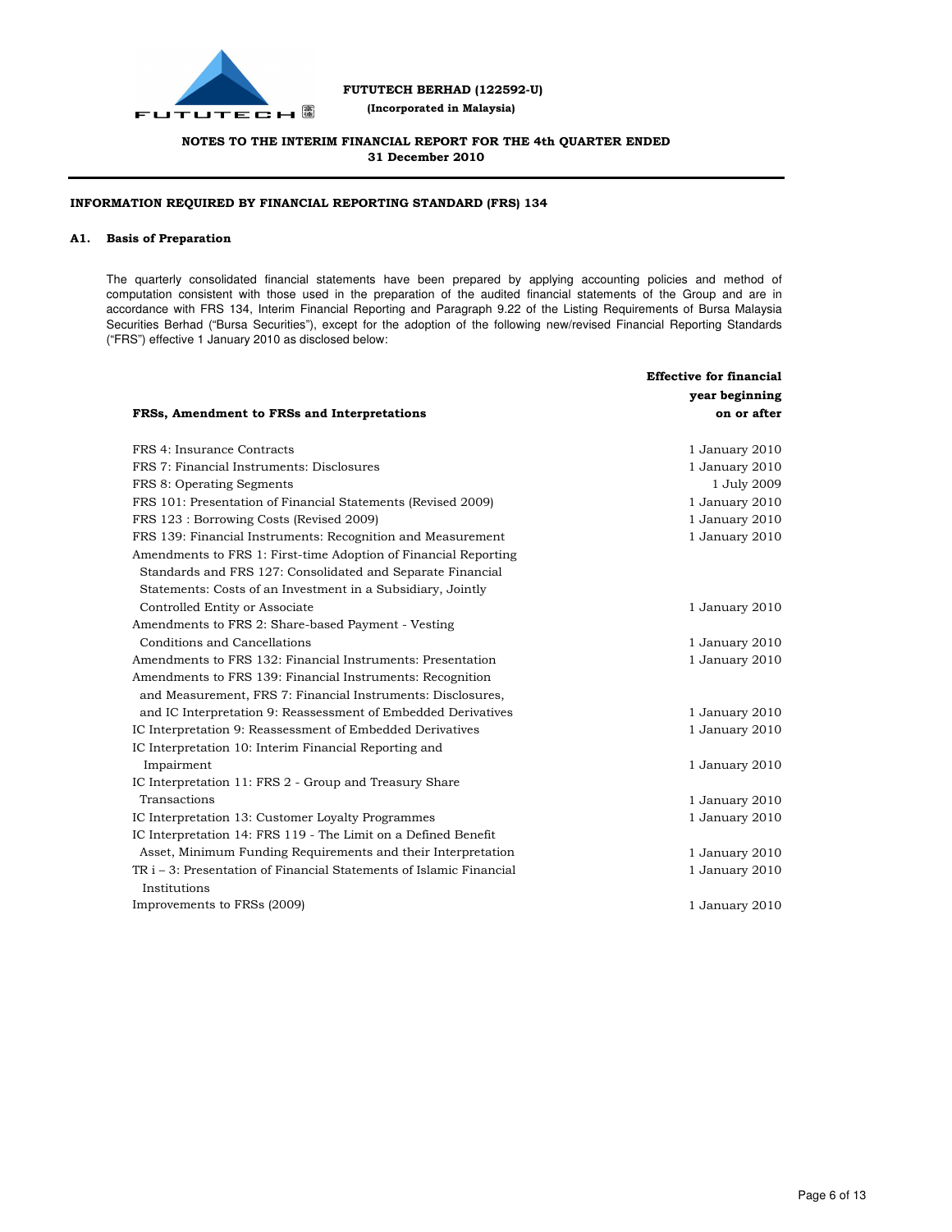**FUTUTECH BERHAD (122592-U)**

**(Incorporated in Malaysia)**

**NOTES TO THE INTERIM FINANCIAL REPORT FOR THE 4th QUARTER ENDED 31 December 2010**

**INFORMATION REQUIRED BY FINANCIAL REPORTING STANDARD (FRS) 134**

## A1. Basis of Preparation

The quarterly consolidated financial statements have been prepared by applying accounting policies and method of computation consistent with those used in the preparation of the audited financial statements of the Group and are in accordance with FRS 134, Interim Financial Reporting and Paragraph 9.22 of the Listing Requirements of Bursa Malaysia Securities Berhad ("Bursa Securities"), except for the adoption of the following new/revised Financial Reporting Standards ("FRS") effective 1 January 2010 as disclosed below:

| FRSs, Amendment to FRSs and Interpretations | Effective for financial year beginning on or after |
|---|---|
| FRS 4: Insurance Contracts | 1 January 2010 |
| FRS 7: Financial Instruments: Disclosures | 1 January 2010 |
| FRS 8: Operating Segments | 1 July 2009 |
| FRS 101: Presentation of Financial Statements (Revised 2009) | 1 January 2010 |
| FRS 123 : Borrowing Costs (Revised 2009) | 1 January 2010 |
| FRS 139: Financial Instruments: Recognition and Measurement | 1 January 2010 |
| Amendments to FRS 1: First-time Adoption of Financial Reporting Standards and FRS 127: Consolidated and Separate Financial Statements: Costs of an Investment in a Subsidiary, Jointly Controlled Entity or Associate | 1 January 2010 |
| Amendments to FRS 2: Share-based Payment - Vesting Conditions and Cancellations | 1 January 2010 |
| Amendments to FRS 132: Financial Instruments: Presentation | 1 January 2010 |
| Amendments to FRS 139: Financial Instruments: Recognition and Measurement, FRS 7: Financial Instruments: Disclosures, and IC Interpretation 9: Reassessment of Embedded Derivatives | 1 January 2010 |
| IC Interpretation 9: Reassessment of Embedded Derivatives | 1 January 2010 |
| IC Interpretation 10: Interim Financial Reporting and Impairment | 1 January 2010 |
| IC Interpretation 11: FRS 2 - Group and Treasury Share Transactions | 1 January 2010 |
| IC Interpretation 13: Customer Loyalty Programmes | 1 January 2010 |
| IC Interpretation 14: FRS 119 - The Limit on a Defined Benefit Asset, Minimum Funding Requirements and their Interpretation | 1 January 2010 |
| TR i – 3: Presentation of Financial Statements of Islamic Financial Institutions | 1 January 2010 |
| Improvements to FRSs (2009) | 1 January 2010 |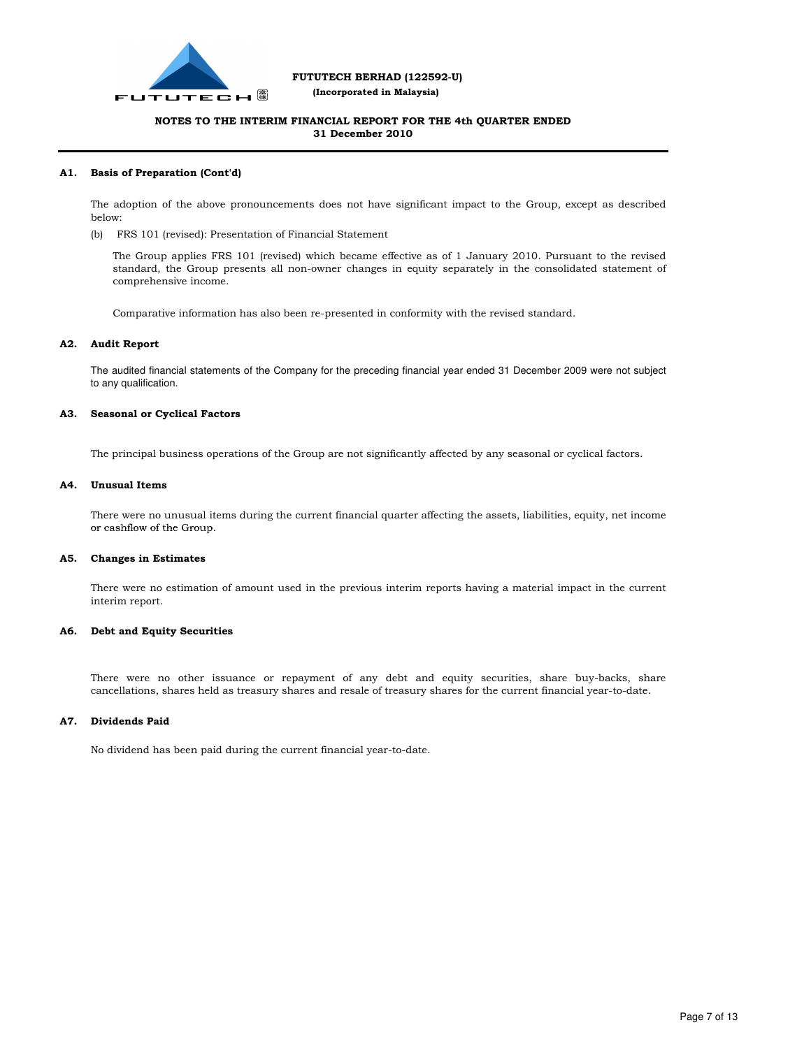FUTUTECH BERHAD (122592-U)

(Incorporated in Malaysia)

**NOTES TO THE INTERIM FINANCIAL REPORT FOR THE 4th QUARTER ENDED 31 December 2010**

## A1. Basis of Preparation (Cont'd)

The adoption of the above pronouncements does not have significant impact to the Group, except as described below:

(b) FRS 101 (revised): Presentation of Financial Statement

The Group applies FRS 101 (revised) which became effective as of 1 January 2010. Pursuant to the revised standard, the Group presents all non-owner changes in equity separately in the consolidated statement of comprehensive income.

Comparative information has also been re-presented in conformity with the revised standard.

## A2. Audit Report

The audited financial statements of the Company for the preceding financial year ended 31 December 2009 were not subject to any qualification.

## A3. Seasonal or Cyclical Factors

The principal business operations of the Group are not significantly affected by any seasonal or cyclical factors.

## A4. Unusual Items

There were no unusual items during the current financial quarter affecting the assets, liabilities, equity, net income or cashflow of the Group.

## A5. Changes in Estimates

There were no estimation of amount used in the previous interim reports having a material impact in the current interim report.

## A6. Debt and Equity Securities

There were no other issuance or repayment of any debt and equity securities, share buy-backs, share cancellations, shares held as treasury shares and resale of treasury shares for the current financial year-to-date.

## A7. Dividends Paid

No dividend has been paid during the current financial year-to-date.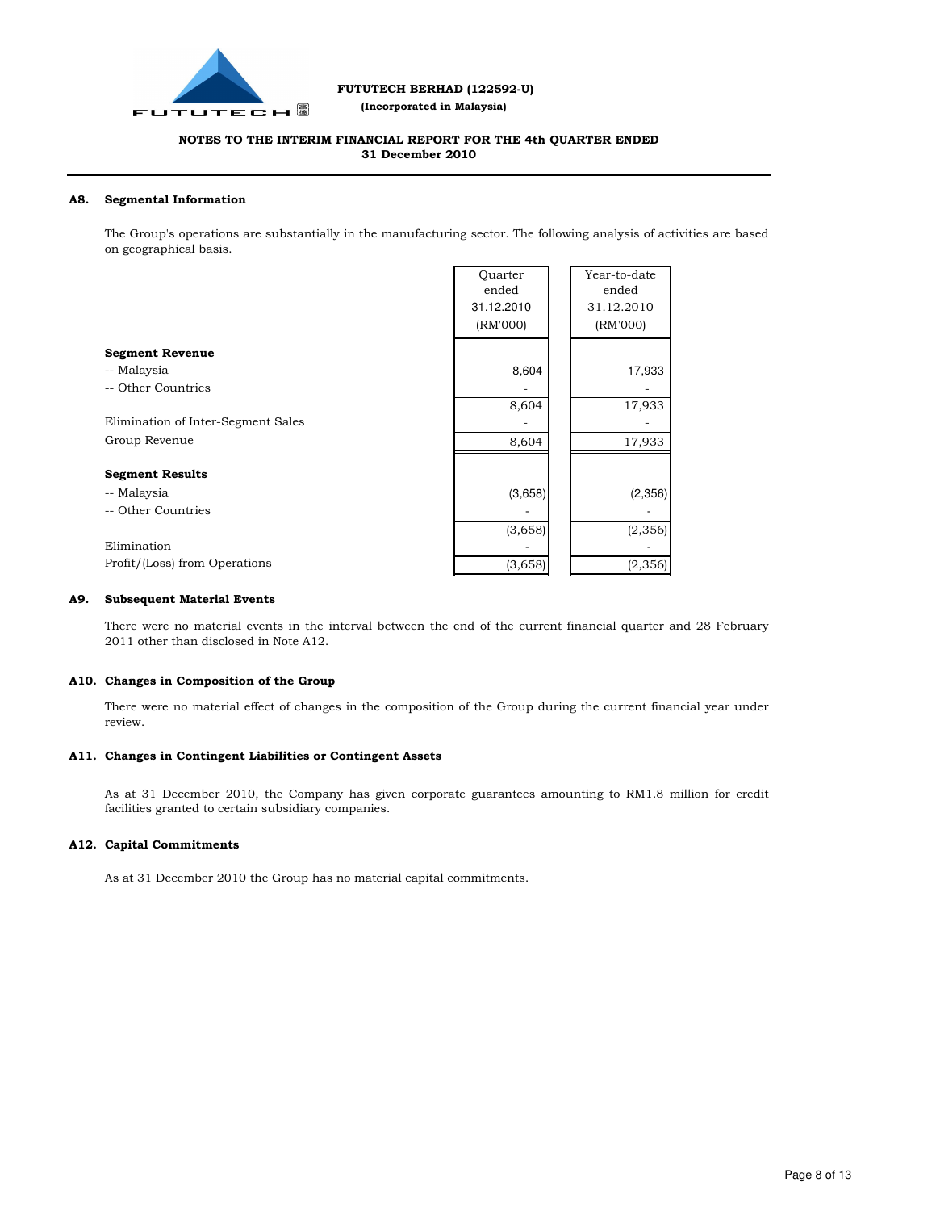**FUTUTECH BERHAD (122592-U)**
**(Incorporated in Malaysia)**

**NOTES TO THE INTERIM FINANCIAL REPORT FOR THE 4th QUARTER ENDED 31 December 2010**

## A8. Segmental Information

The Group's operations are substantially in the manufacturing sector. The following analysis of activities are based on geographical basis.

| | Quarter ended 31.12.2010 (RM'000) | Year-to-date ended 31.12.2010 (RM'000) |
|---|---|---|
| **Segment Revenue** | | |
| -- Malaysia | 8,604 | 17,933 |
| -- Other Countries | - | - |
| | 8,604 | 17,933 |
| Elimination of Inter-Segment Sales | - | - |
| Group Revenue | 8,604 | 17,933 |
| **Segment Results** | | |
| -- Malaysia | (3,658) | (2,356) |
| -- Other Countries | - | - |
| | (3,658) | (2,356) |
| Elimination | - | - |
| Profit/(Loss) from Operations | (3,658) | (2,356) |

## A9. Subsequent Material Events

There were no material events in the interval between the end of the current financial quarter and 28 February 2011 other than disclosed in Note A12.

## A10. Changes in Composition of the Group

There were no material effect of changes in the composition of the Group during the current financial year under review.

## A11. Changes in Contingent Liabilities or Contingent Assets

As at 31 December 2010, the Company has given corporate guarantees amounting to RM1.8 million for credit facilities granted to certain subsidiary companies.

## A12. Capital Commitments

As at 31 December 2010 the Group has no material capital commitments.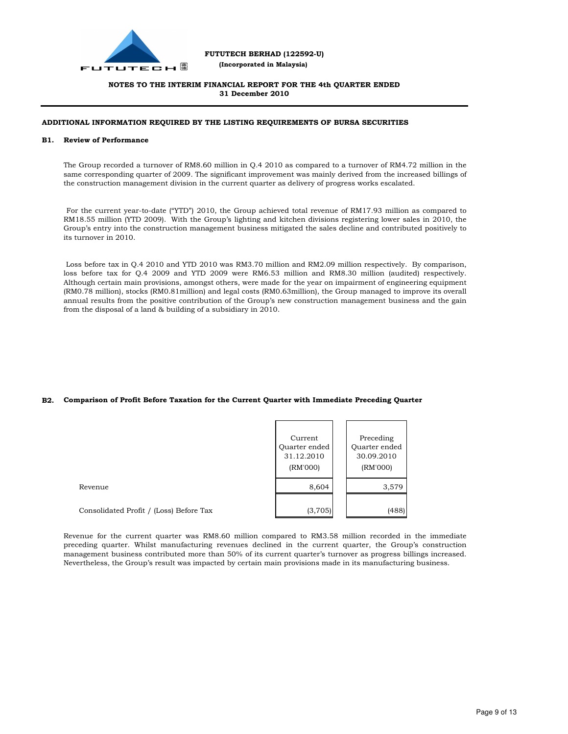**FUTUTECH BERHAD (122592-U)**

**(Incorporated in Malaysia)**

**NOTES TO THE INTERIM FINANCIAL REPORT FOR THE 4th QUARTER ENDED 31 December 2010**

## ADDITIONAL INFORMATION REQUIRED BY THE LISTING REQUIREMENTS OF BURSA SECURITIES

### B1. Review of Performance

The Group recorded a turnover of RM8.60 million in Q.4 2010 as compared to a turnover of RM4.72 million in the same corresponding quarter of 2009. The significant improvement was mainly derived from the increased billings of the construction management division in the current quarter as delivery of progress works escalated.

For the current year-to-date ("YTD") 2010, the Group achieved total revenue of RM17.93 million as compared to RM18.55 million (YTD 2009). With the Group's lighting and kitchen divisions registering lower sales in 2010, the Group's entry into the construction management business mitigated the sales decline and contributed positively to its turnover in 2010.

Loss before tax in Q.4 2010 and YTD 2010 was RM3.70 million and RM2.09 million respectively. By comparison, loss before tax for Q.4 2009 and YTD 2009 were RM6.53 million and RM8.30 million (audited) respectively. Although certain main provisions, amongst others, were made for the year on impairment of engineering equipment (RM0.78 million), stocks (RM0.81million) and legal costs (RM0.63million), the Group managed to improve its overall annual results from the positive contribution of the Group's new construction management business and the gain from the disposal of a land & building of a subsidiary in 2010.

### B2. Comparison of Profit Before Taxation for the Current Quarter with Immediate Preceding Quarter

| | Current Quarter ended 31.12.2010 (RM'000) | Preceding Quarter ended 30.09.2010 (RM'000) |
|---|---|---|
| Revenue | 8,604 | 3,579 |
| Consolidated Profit / (Loss) Before Tax | (3,705) | (488) |

Revenue for the current quarter was RM8.60 million compared to RM3.58 million recorded in the immediate preceding quarter. Whilst manufacturing revenues declined in the current quarter, the Group's construction management business contributed more than 50% of its current quarter's turnover as progress billings increased. Nevertheless, the Group's result was impacted by certain main provisions made in its manufacturing business.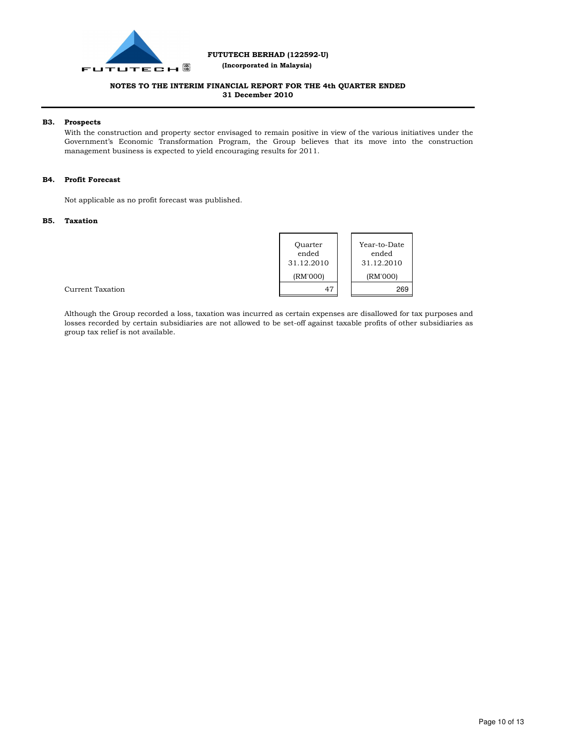**FUTUTECH BERHAD (122592-U)**
**(Incorporated in Malaysia)**

**NOTES TO THE INTERIM FINANCIAL REPORT FOR THE 4th QUARTER ENDED 31 December 2010**

### B3. Prospects

With the construction and property sector envisaged to remain positive in view of the various initiatives under the Government's Economic Transformation Program, the Group believes that its move into the construction management business is expected to yield encouraging results for 2011.

### B4. Profit Forecast

Not applicable as no profit forecast was published.

### B5. Taxation

| | Quarter ended 31.12.2010 (RM'000) | Year-to-Date ended 31.12.2010 (RM'000) |
|---|---|---|
| Current Taxation | 47 | 269 |

Although the Group recorded a loss, taxation was incurred as certain expenses are disallowed for tax purposes and losses recorded by certain subsidiaries are not allowed to be set-off against taxable profits of other subsidiaries as group tax relief is not available.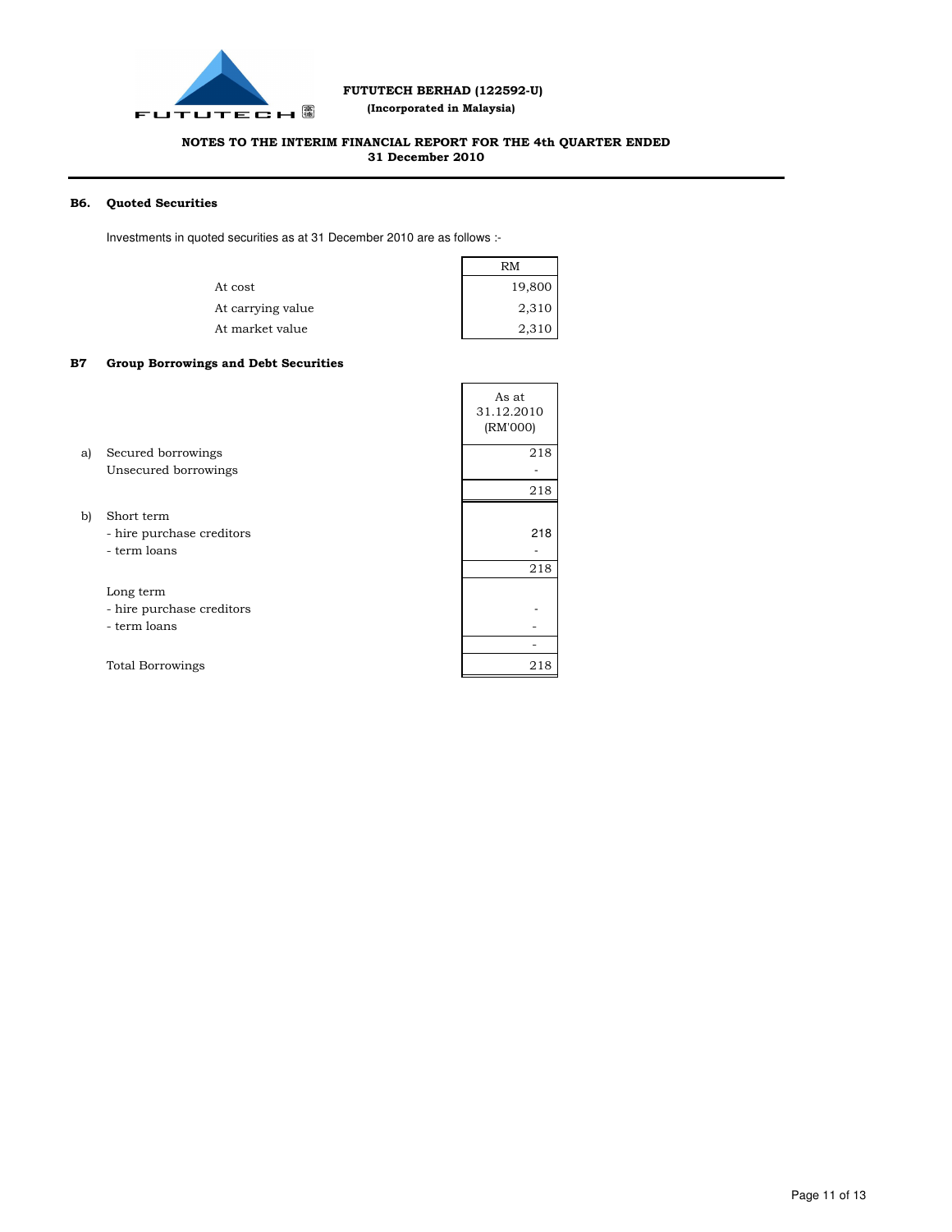**FUTUTECH BERHAD (122592-U)**
**(Incorporated in Malaysia)**

**NOTES TO THE INTERIM FINANCIAL REPORT FOR THE 4th QUARTER ENDED 31 December 2010**

### B6. Quoted Securities

Investments in quoted securities as at 31 December 2010 are as follows :-

| | RM |
|---|---|
| At cost | 19,800 |
| At carrying value | 2,310 |
| At market value | 2,310 |

### B7 Group Borrowings and Debt Securities

| | | As at 31.12.2010 (RM'000) |
|---|---|---|
| a) | Secured borrowings | 218 |
| | Unsecured borrowings | - |
| | | 218 |
| b) | Short term | |
| | - hire purchase creditors | 218 |
| | - term loans | - |
| | | 218 |
| | Long term | |
| | - hire purchase creditors | - |
| | - term loans | - |
| | | - |
| | Total Borrowings | 218 |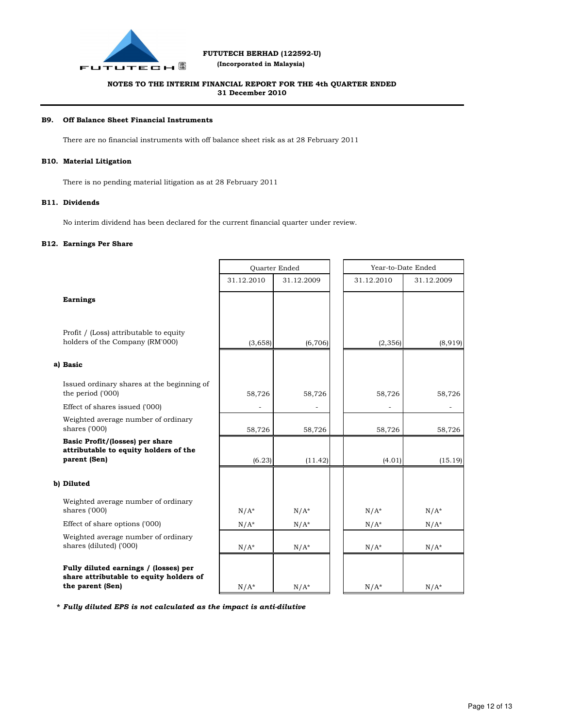**FUTUTECH BERHAD (122592-U)**
**(Incorporated in Malaysia)**

**NOTES TO THE INTERIM FINANCIAL REPORT FOR THE 4th QUARTER ENDED 31 December 2010**

### B9. Off Balance Sheet Financial Instruments

There are no financial instruments with off balance sheet risk as at 28 February 2011

### B10. Material Litigation

There is no pending material litigation as at 28 February 2011

### B11. Dividends

No interim dividend has been declared for the current financial quarter under review.

### B12. Earnings Per Share

| | Quarter Ended | | Year-to-Date Ended | |
|---|---|---|---|---|
| | 31.12.2010 | 31.12.2009 | 31.12.2010 | 31.12.2009 |
| **Earnings** | | | | |
| Profit / (Loss) attributable to equity holders of the Company (RM'000) | (3,658) | (6,706) | (2,356) | (8,919) |
| **a) Basic** | | | | |
| Issued ordinary shares at the beginning of the period ('000) | 58,726 | 58,726 | 58,726 | 58,726 |
| Effect of shares issued ('000) | - | - | - | - |
| Weighted average number of ordinary shares ('000) | 58,726 | 58,726 | 58,726 | 58,726 |
| **Basic Profit/(losses) per share attributable to equity holders of the parent (Sen)** | (6.23) | (11.42) | (4.01) | (15.19) |
| **b) Diluted** | | | | |
| Weighted average number of ordinary shares ('000) | N/A* | N/A* | N/A* | N/A* |
| Effect of share options ('000) | N/A* | N/A* | N/A* | N/A* |
| Weighted average number of ordinary shares (diluted) ('000) | N/A* | N/A* | N/A* | N/A* |
| **Fully diluted earnings / (losses) per share attributable to equity holders of the parent (Sen)** | N/A* | N/A* | N/A* | N/A* |

*\* Fully diluted EPS is not calculated as the impact is anti-dilutive*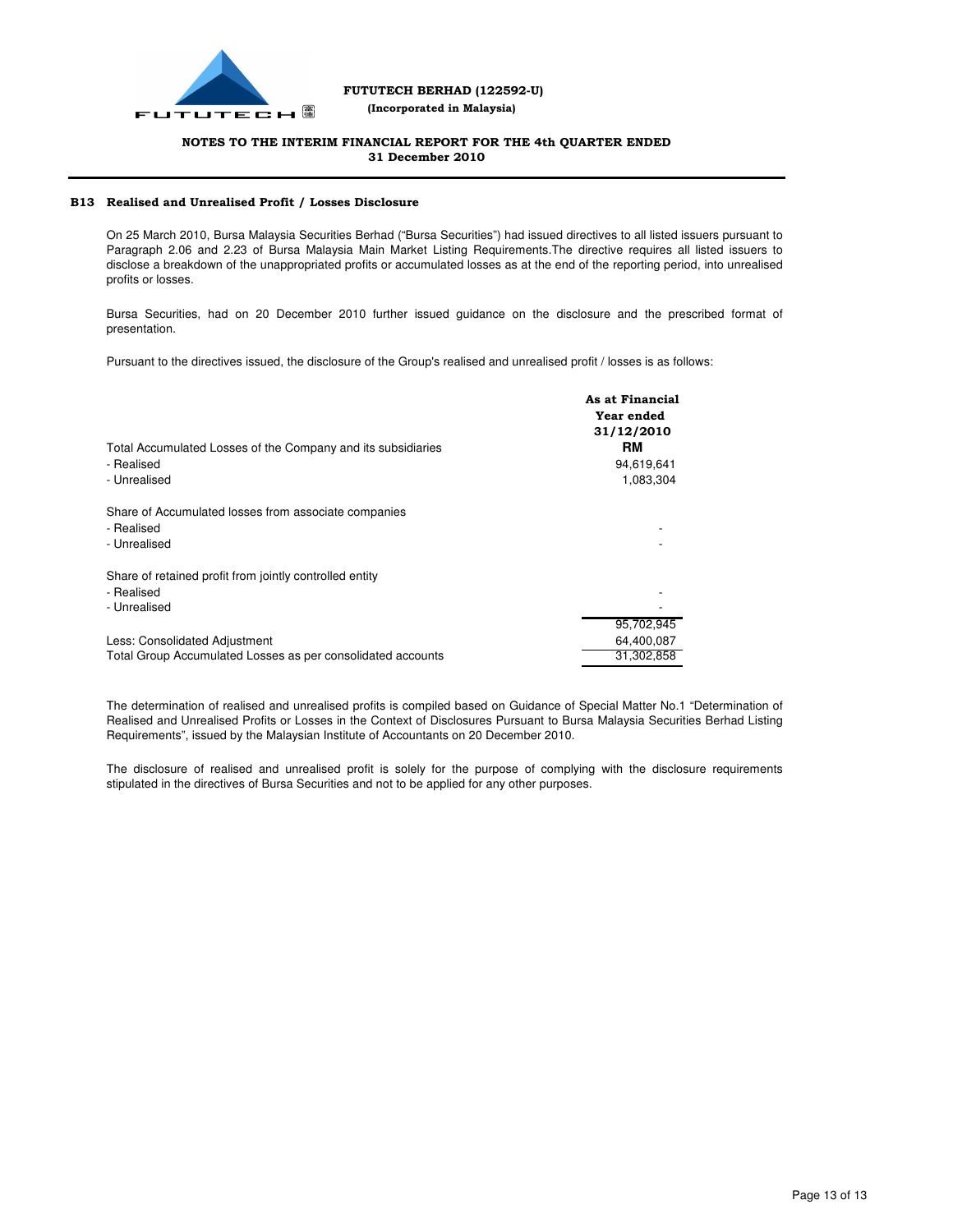**FUTUTECH BERHAD (122592-U)**
**(Incorporated in Malaysia)**

**NOTES TO THE INTERIM FINANCIAL REPORT FOR THE 4th QUARTER ENDED 31 December 2010**

### B13 Realised and Unrealised Profit / Losses Disclosure

On 25 March 2010, Bursa Malaysia Securities Berhad ("Bursa Securities") had issued directives to all listed issuers pursuant to Paragraph 2.06 and 2.23 of Bursa Malaysia Main Market Listing Requirements.The directive requires all listed issuers to disclose a breakdown of the unappropriated profits or accumulated losses as at the end of the reporting period, into unrealised profits or losses.

Bursa Securities, had on 20 December 2010 further issued guidance on the disclosure and the prescribed format of presentation.

Pursuant to the directives issued, the disclosure of the Group's realised and unrealised profit / losses is as follows:

| | As at Financial Year ended 31/12/2010 |
|---|---|
| Total Accumulated Losses of the Company and its subsidiaries | RM |
| - Realised | 94,619,641 |
| - Unrealised | 1,083,304 |
| | |
| Share of Accumulated losses from associate companies | |
| - Realised | - |
| - Unrealised | - |
| | |
| Share of retained profit from jointly controlled entity | |
| - Realised | - |
| - Unrealised | - |
| | 95,702,945 |
| Less: Consolidated Adjustment | 64,400,087 |
| Total Group Accumulated Losses as per consolidated accounts | 31,302,858 |

The determination of realised and unrealised profits is compiled based on Guidance of Special Matter No.1 "Determination of Realised and Unrealised Profits or Losses in the Context of Disclosures Pursuant to Bursa Malaysia Securities Berhad Listing Requirements", issued by the Malaysian Institute of Accountants on 20 December 2010.

The disclosure of realised and unrealised profit is solely for the purpose of complying with the disclosure requirements stipulated in the directives of Bursa Securities and not to be applied for any other purposes.